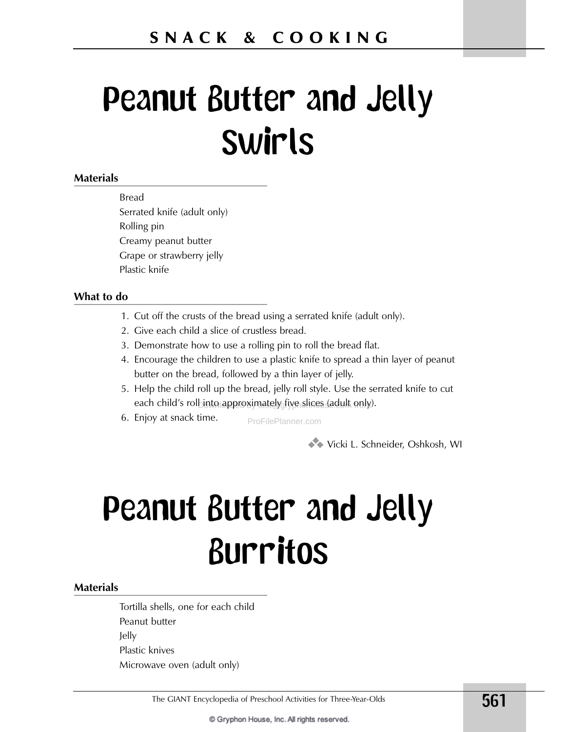# Peanut Butter and Jelly Swirls

### Materials

Bread
Serrated knife (adult only)
Rolling pin
Creamy peanut butter
Grape or strawberry jelly
Plastic knife

### What to do

1. Cut off the crusts of the bread using a serrated knife (adult only).
2. Give each child a slice of crustless bread.
3. Demonstrate how to use a rolling pin to roll the bread flat.
4. Encourage the children to use a plastic knife to spread a thin layer of peanut butter on the bread, followed by a thin layer of jelly.
5. Help the child roll up the bread, jelly roll style. Use the serrated knife to cut each child's roll into approximately five slices (adult only).
6. Enjoy at snack time.

❖ Vicki L. Schneider, Oshkosh, WI

# Peanut Butter and Jelly Burritos

### Materials

Tortilla shells, one for each child
Peanut butter
Jelly
Plastic knives
Microwave oven (adult only)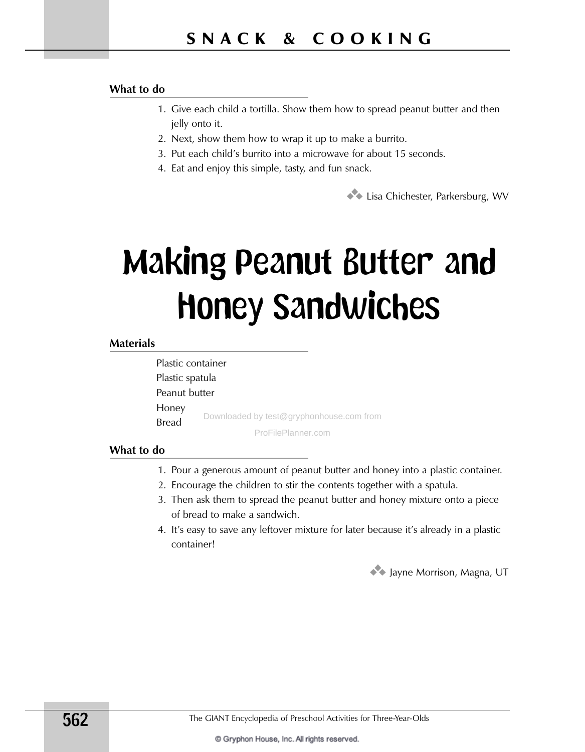### What to do

1. Give each child a tortilla. Show them how to spread peanut butter and then jelly onto it.
2. Next, show them how to wrap it up to make a burrito.
3. Put each child's burrito into a microwave for about 15 seconds.
4. Eat and enjoy this simple, tasty, and fun snack.

Lisa Chichester, Parkersburg, WV

# Making Peanut Butter and Honey Sandwiches

### Materials

Plastic container
Plastic spatula
Peanut butter
Honey
Bread

### What to do

1. Pour a generous amount of peanut butter and honey into a plastic container.
2. Encourage the children to stir the contents together with a spatula.
3. Then ask them to spread the peanut butter and honey mixture onto a piece of bread to make a sandwich.
4. It's easy to save any leftover mixture for later because it's already in a plastic container!

Jayne Morrison, Magna, UT